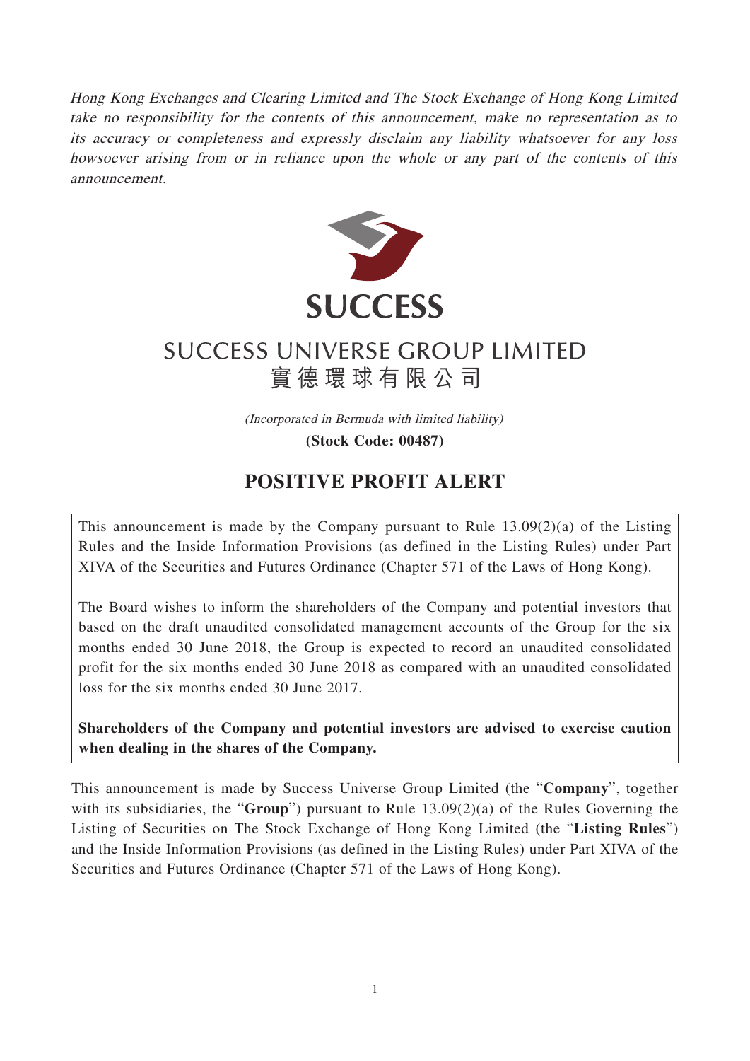*Hong Kong Exchanges and Clearing Limited and The Stock Exchange of Hong Kong Limited take no responsibility for the contents of this announcement, make no representation as to its accuracy or completeness and expressly disclaim any liability whatsoever for any loss howsoever arising from or in reliance upon the whole or any part of the contents of this announcement.*

**SUCCESS**

# SUCCESS UNIVERSE GROUP LIMITED
# 實德環球有限公司

*(Incorporated in Bermuda with limited liability)*

**(Stock Code: 00487)**

## POSITIVE PROFIT ALERT

This announcement is made by the Company pursuant to Rule 13.09(2)(a) of the Listing Rules and the Inside Information Provisions (as defined in the Listing Rules) under Part XIVA of the Securities and Futures Ordinance (Chapter 571 of the Laws of Hong Kong).

The Board wishes to inform the shareholders of the Company and potential investors that based on the draft unaudited consolidated management accounts of the Group for the six months ended 30 June 2018, the Group is expected to record an unaudited consolidated profit for the six months ended 30 June 2018 as compared with an unaudited consolidated loss for the six months ended 30 June 2017.

**Shareholders of the Company and potential investors are advised to exercise caution when dealing in the shares of the Company.**

This announcement is made by Success Universe Group Limited (the "**Company**", together with its subsidiaries, the "**Group**") pursuant to Rule 13.09(2)(a) of the Rules Governing the Listing of Securities on The Stock Exchange of Hong Kong Limited (the "**Listing Rules**") and the Inside Information Provisions (as defined in the Listing Rules) under Part XIVA of the Securities and Futures Ordinance (Chapter 571 of the Laws of Hong Kong).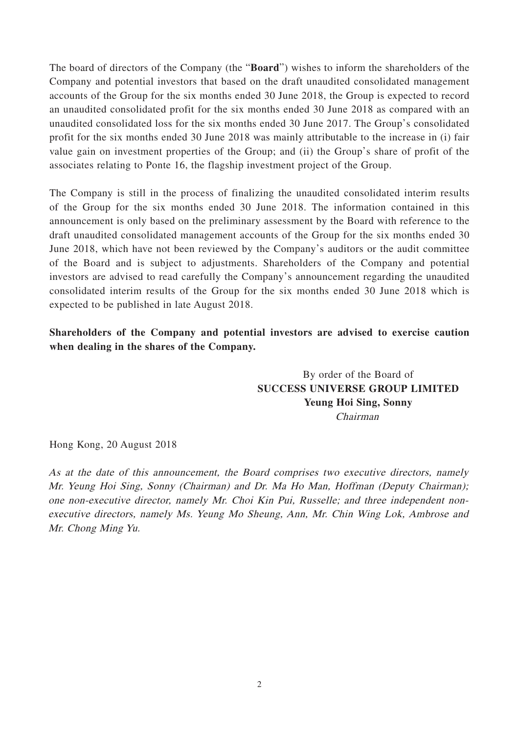The board of directors of the Company (the "**Board**") wishes to inform the shareholders of the Company and potential investors that based on the draft unaudited consolidated management accounts of the Group for the six months ended 30 June 2018, the Group is expected to record an unaudited consolidated profit for the six months ended 30 June 2018 as compared with an unaudited consolidated loss for the six months ended 30 June 2017. The Group's consolidated profit for the six months ended 30 June 2018 was mainly attributable to the increase in (i) fair value gain on investment properties of the Group; and (ii) the Group's share of profit of the associates relating to Ponte 16, the flagship investment project of the Group.

The Company is still in the process of finalizing the unaudited consolidated interim results of the Group for the six months ended 30 June 2018. The information contained in this announcement is only based on the preliminary assessment by the Board with reference to the draft unaudited consolidated management accounts of the Group for the six months ended 30 June 2018, which have not been reviewed by the Company's auditors or the audit committee of the Board and is subject to adjustments. Shareholders of the Company and potential investors are advised to read carefully the Company's announcement regarding the unaudited consolidated interim results of the Group for the six months ended 30 June 2018 which is expected to be published in late August 2018.

**Shareholders of the Company and potential investors are advised to exercise caution when dealing in the shares of the Company.**

By order of the Board of
**SUCCESS UNIVERSE GROUP LIMITED**
**Yeung Hoi Sing, Sonny**
*Chairman*

Hong Kong, 20 August 2018

*As at the date of this announcement, the Board comprises two executive directors, namely Mr. Yeung Hoi Sing, Sonny (Chairman) and Dr. Ma Ho Man, Hoffman (Deputy Chairman); one non-executive director, namely Mr. Choi Kin Pui, Russelle; and three independent non-executive directors, namely Ms. Yeung Mo Sheung, Ann, Mr. Chin Wing Lok, Ambrose and Mr. Chong Ming Yu.*